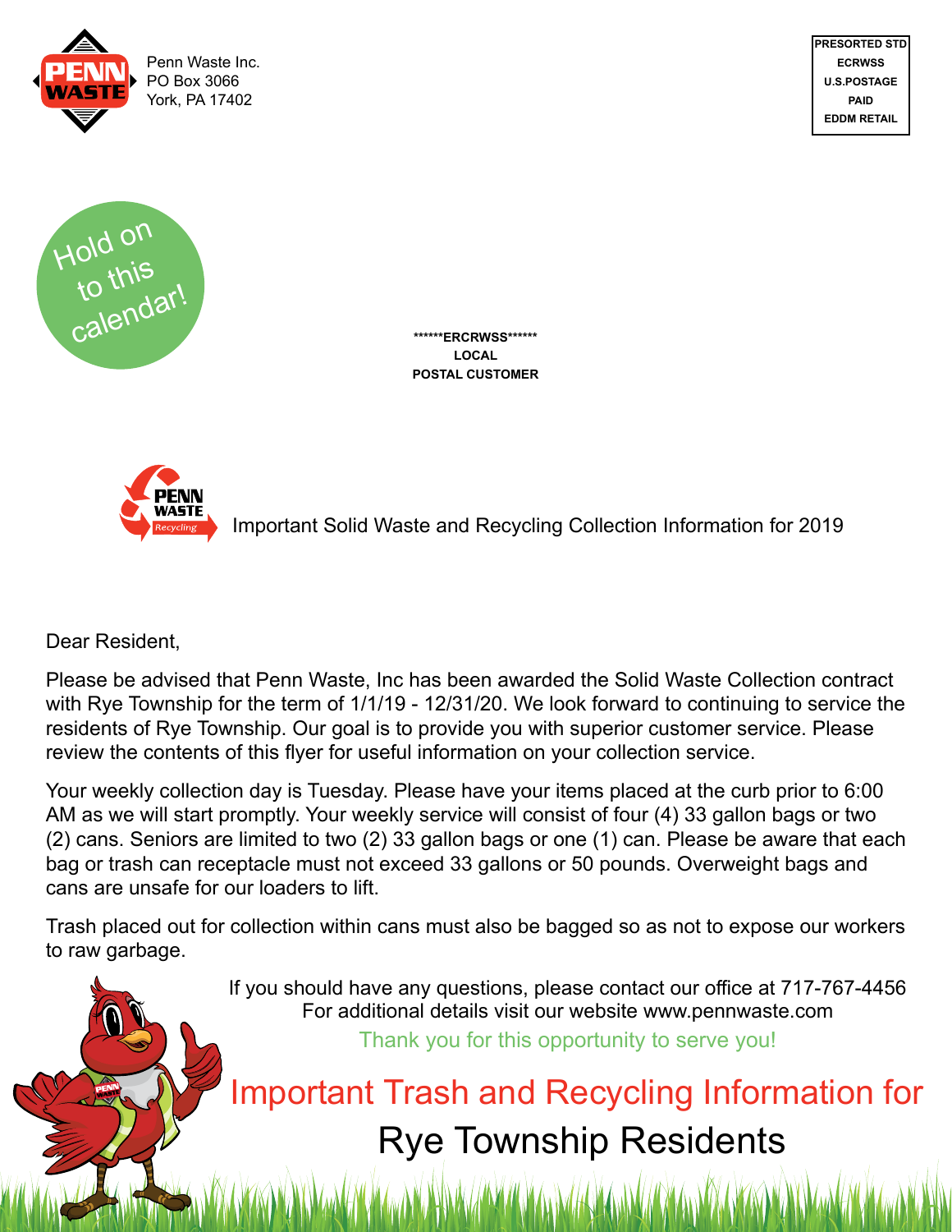Penn Waste Inc.
PO Box 3066
York, PA 17402

PRESORTED STD
ECRWSS
U.S.POSTAGE
PAID
EDDM RETAIL

Hold on to this calendar!

******ERCRWSS******
LOCAL
POSTAL CUSTOMER

Important Solid Waste and Recycling Collection Information for 2019

Dear Resident,

Please be advised that Penn Waste, Inc has been awarded the Solid Waste Collection contract with Rye Township for the term of 1/1/19 - 12/31/20. We look forward to continuing to service the residents of Rye Township. Our goal is to provide you with superior customer service. Please review the contents of this flyer for useful information on your collection service.

Your weekly collection day is Tuesday. Please have your items placed at the curb prior to 6:00 AM as we will start promptly. Your weekly service will consist of four (4) 33 gallon bags or two (2) cans. Seniors are limited to two (2) 33 gallon bags or one (1) can. Please be aware that each bag or trash can receptacle must not exceed 33 gallons or 50 pounds. Overweight bags and cans are unsafe for our loaders to lift.

Trash placed out for collection within cans must also be bagged so as not to expose our workers to raw garbage.

If you should have any questions, please contact our office at 717-767-4456
For additional details visit our website www.pennwaste.com

Thank you for this opportunity to serve you!

## Important Trash and Recycling Information for Rye Township Residents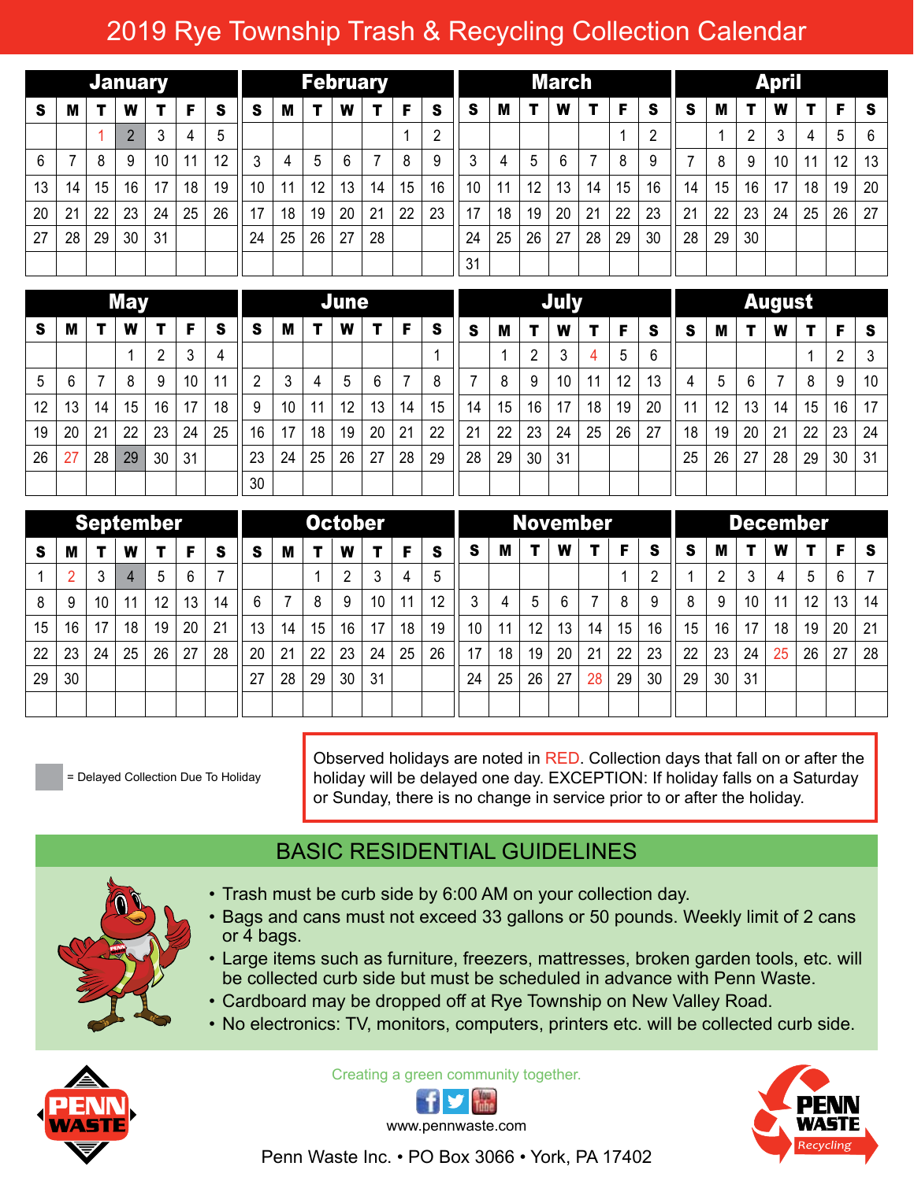# 2019 Rye Township Trash & Recycling Collection Calendar

## January

| S | M | T | W | T | F | S |
|---|---|---|---|---|---|---|
| | | 1 | 2 | 3 | 4 | 5 |
| 6 | 7 | 8 | 9 | 10 | 11 | 12 |
| 13 | 14 | 15 | 16 | 17 | 18 | 19 |
| 20 | 21 | 22 | 23 | 24 | 25 | 26 |
| 27 | 28 | 29 | 30 | 31 | | |

## February

| S | M | T | W | T | F | S |
|---|---|---|---|---|---|---|
| | | | | | 1 | 2 |
| 3 | 4 | 5 | 6 | 7 | 8 | 9 |
| 10 | 11 | 12 | 13 | 14 | 15 | 16 |
| 17 | 18 | 19 | 20 | 21 | 22 | 23 |
| 24 | 25 | 26 | 27 | 28 | | |

## March

| S | M | T | W | T | F | S |
|---|---|---|---|---|---|---|
| | | | | | 1 | 2 |
| 3 | 4 | 5 | 6 | 7 | 8 | 9 |
| 10 | 11 | 12 | 13 | 14 | 15 | 16 |
| 17 | 18 | 19 | 20 | 21 | 22 | 23 |
| 24 | 25 | 26 | 27 | 28 | 29 | 30 |
| 31 | | | | | | |

## April

| S | M | T | W | T | F | S |
|---|---|---|---|---|---|---|
| | 1 | 2 | 3 | 4 | 5 | 6 |
| 7 | 8 | 9 | 10 | 11 | 12 | 13 |
| 14 | 15 | 16 | 17 | 18 | 19 | 20 |
| 21 | 22 | 23 | 24 | 25 | 26 | 27 |
| 28 | 29 | 30 | | | | |

## May

| S | M | T | W | T | F | S |
|---|---|---|---|---|---|---|
| | | | 1 | 2 | 3 | 4 |
| 5 | 6 | 7 | 8 | 9 | 10 | 11 |
| 12 | 13 | 14 | 15 | 16 | 17 | 18 |
| 19 | 20 | 21 | 22 | 23 | 24 | 25 |
| 26 | 27 | 28 | 29 | 30 | 31 | |

## June

| S | M | T | W | T | F | S |
|---|---|---|---|---|---|---|
| | | | | | | 1 |
| 2 | 3 | 4 | 5 | 6 | 7 | 8 |
| 9 | 10 | 11 | 12 | 13 | 14 | 15 |
| 16 | 17 | 18 | 19 | 20 | 21 | 22 |
| 23 | 24 | 25 | 26 | 27 | 28 | 29 |
| 30 | | | | | | |

## July

| S | M | T | W | T | F | S |
|---|---|---|---|---|---|---|
| | 1 | 2 | 3 | 4 | 5 | 6 |
| 7 | 8 | 9 | 10 | 11 | 12 | 13 |
| 14 | 15 | 16 | 17 | 18 | 19 | 20 |
| 21 | 22 | 23 | 24 | 25 | 26 | 27 |
| 28 | 29 | 30 | 31 | | | |

## August

| S | M | T | W | T | F | S |
|---|---|---|---|---|---|---|
| | | | | 1 | 2 | 3 |
| 4 | 5 | 6 | 7 | 8 | 9 | 10 |
| 11 | 12 | 13 | 14 | 15 | 16 | 17 |
| 18 | 19 | 20 | 21 | 22 | 23 | 24 |
| 25 | 26 | 27 | 28 | 29 | 30 | 31 |

## September

| S | M | T | W | T | F | S |
|---|---|---|---|---|---|---|
| 1 | 2 | 3 | 4 | 5 | 6 | 7 |
| 8 | 9 | 10 | 11 | 12 | 13 | 14 |
| 15 | 16 | 17 | 18 | 19 | 20 | 21 |
| 22 | 23 | 24 | 25 | 26 | 27 | 28 |
| 29 | 30 | | | | | |

## October

| S | M | T | W | T | F | S |
|---|---|---|---|---|---|---|
| | | 1 | 2 | 3 | 4 | 5 |
| 6 | 7 | 8 | 9 | 10 | 11 | 12 |
| 13 | 14 | 15 | 16 | 17 | 18 | 19 |
| 20 | 21 | 22 | 23 | 24 | 25 | 26 |
| 27 | 28 | 29 | 30 | 31 | | |

## November

| S | M | T | W | T | F | S |
|---|---|---|---|---|---|---|
| | | | | | 1 | 2 |
| 3 | 4 | 5 | 6 | 7 | 8 | 9 |
| 10 | 11 | 12 | 13 | 14 | 15 | 16 |
| 17 | 18 | 19 | 20 | 21 | 22 | 23 |
| 24 | 25 | 26 | 27 | 28 | 29 | 30 |

## December

| S | M | T | W | T | F | S |
|---|---|---|---|---|---|---|
| 1 | 2 | 3 | 4 | 5 | 6 | 7 |
| 8 | 9 | 10 | 11 | 12 | 13 | 14 |
| 15 | 16 | 17 | 18 | 19 | 20 | 21 |
| 22 | 23 | 24 | 25 | 26 | 27 | 28 |
| 29 | 30 | 31 | | | | |

Observed holidays (in red): January 1, May 27, July 4, September 2, November 28, December 25.

Delayed collection due to holiday (gray): January 2, May 29, September 4.

= Delayed Collection Due To Holiday

Observed holidays are noted in RED. Collection days that fall on or after the holiday will be delayed one day. EXCEPTION: If holiday falls on a Saturday or Sunday, there is no change in service prior to or after the holiday.

## BASIC RESIDENTIAL GUIDELINES

- Trash must be curb side by 6:00 AM on your collection day.
- Bags and cans must not exceed 33 gallons or 50 pounds. Weekly limit of 2 cans or 4 bags.
- Large items such as furniture, freezers, mattresses, broken garden tools, etc. will be collected curb side but must be scheduled in advance with Penn Waste.
- Cardboard may be dropped off at Rye Township on New Valley Road.
- No electronics: TV, monitors, computers, printers etc. will be collected curb side.

PENN WASTE

Creating a green community together.

www.pennwaste.com

Penn Waste Inc. • PO Box 3066 • York, PA 17402

PENN WASTE Recycling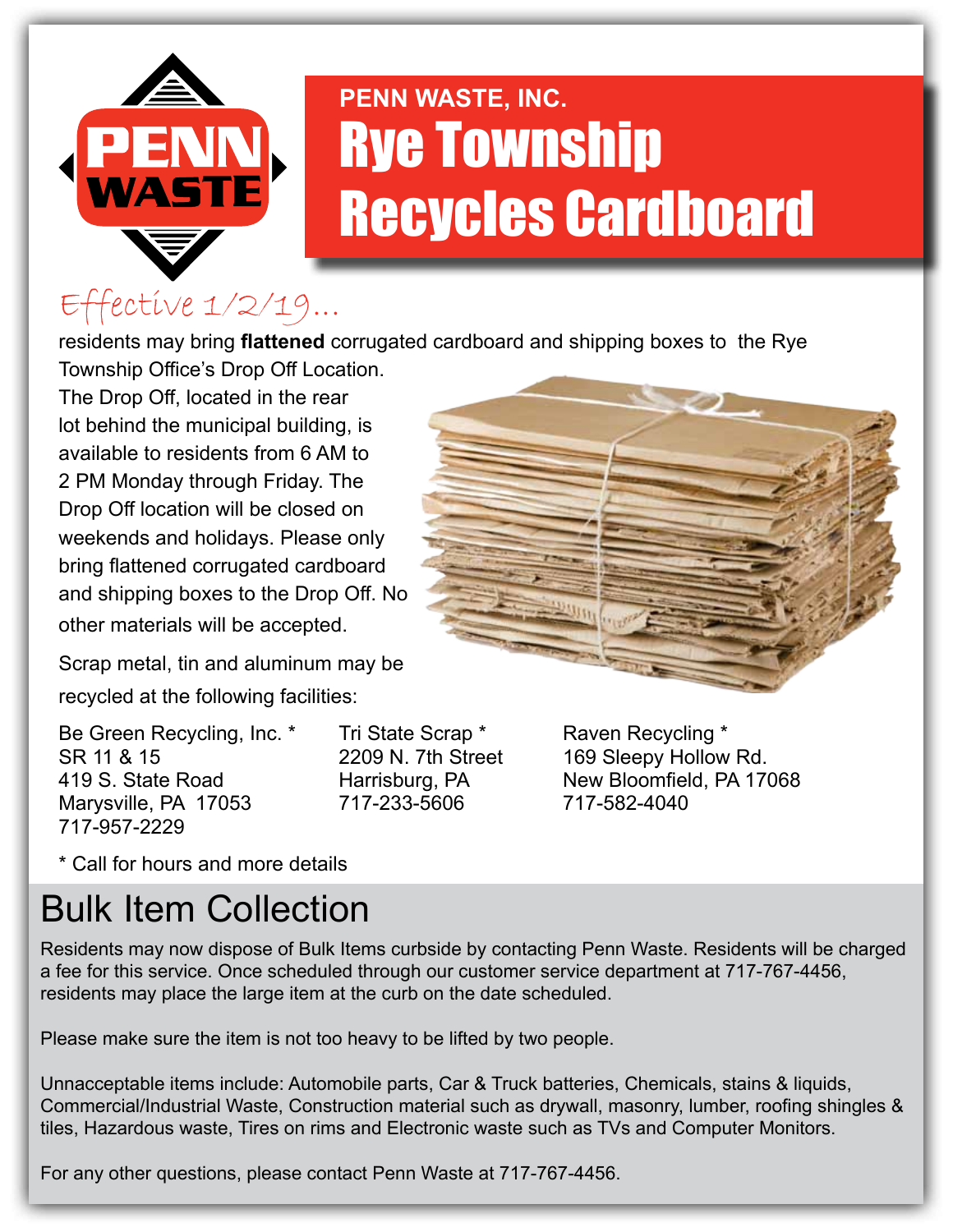PENN WASTE

**PENN WASTE, INC.**

# Rye Township Recycles Cardboard

*Effective 1/2/19...*

residents may bring **flattened** corrugated cardboard and shipping boxes to the Rye Township Office's Drop Off Location. The Drop Off, located in the rear lot behind the municipal building, is available to residents from 6 AM to 2 PM Monday through Friday. The Drop Off location will be closed on weekends and holidays. Please only bring flattened corrugated cardboard and shipping boxes to the Drop Off. No other materials will be accepted.

Scrap metal, tin and aluminum may be recycled at the following facilities:

Be Green Recycling, Inc. *
SR 11 & 15
419 S. State Road
Marysville, PA 17053
717-957-2229

Tri State Scrap *
2209 N. 7th Street
Harrisburg, PA
717-233-5606

Raven Recycling *
169 Sleepy Hollow Rd.
New Bloomfield, PA 17068
717-582-4040

* Call for hours and more details

## Bulk Item Collection

Residents may now dispose of Bulk Items curbside by contacting Penn Waste. Residents will be charged a fee for this service. Once scheduled through our customer service department at 717-767-4456, residents may place the large item at the curb on the date scheduled.

Please make sure the item is not too heavy to be lifted by two people.

Unnacceptable items include: Automobile parts, Car & Truck batteries, Chemicals, stains & liquids, Commercial/Industrial Waste, Construction material such as drywall, masonry, lumber, roofing shingles & tiles, Hazardous waste, Tires on rims and Electronic waste such as TVs and Computer Monitors.

For any other questions, please contact Penn Waste at 717-767-4456.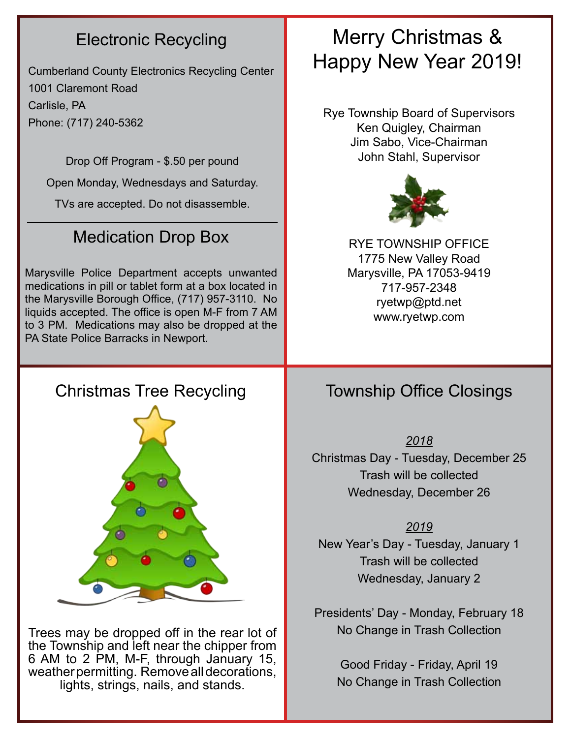## Electronic Recycling

Cumberland County Electronics Recycling Center
1001 Claremont Road
Carlisle, PA
Phone: (717) 240-5362

Drop Off Program - $.50 per pound

Open Monday, Wednesdays and Saturday.

TVs are accepted. Do not disassemble.

## Medication Drop Box

Marysville Police Department accepts unwanted medications in pill or tablet form at a box located in the Marysville Borough Office, (717) 957-3110. No liquids accepted. The office is open M-F from 7 AM to 3 PM. Medications may also be dropped at the PA State Police Barracks in Newport.

## Merry Christmas & Happy New Year 2019!

Rye Township Board of Supervisors
Ken Quigley, Chairman
Jim Sabo, Vice-Chairman
John Stahl, Supervisor

RYE TOWNSHIP OFFICE
1775 New Valley Road
Marysville, PA 17053-9419
717-957-2348
ryetwp@ptd.net
www.ryetwp.com

## Christmas Tree Recycling

Trees may be dropped off in the rear lot of the Township and left near the chipper from 6 AM to 2 PM, M-F, through January 15, weather permitting. Remove all decorations, lights, strings, nails, and stands.

## Township Office Closings

*2018*

Christmas Day - Tuesday, December 25
Trash will be collected
Wednesday, December 26

*2019*

New Year's Day - Tuesday, January 1
Trash will be collected
Wednesday, January 2

Presidents' Day - Monday, February 18
No Change in Trash Collection

Good Friday - Friday, April 19
No Change in Trash Collection